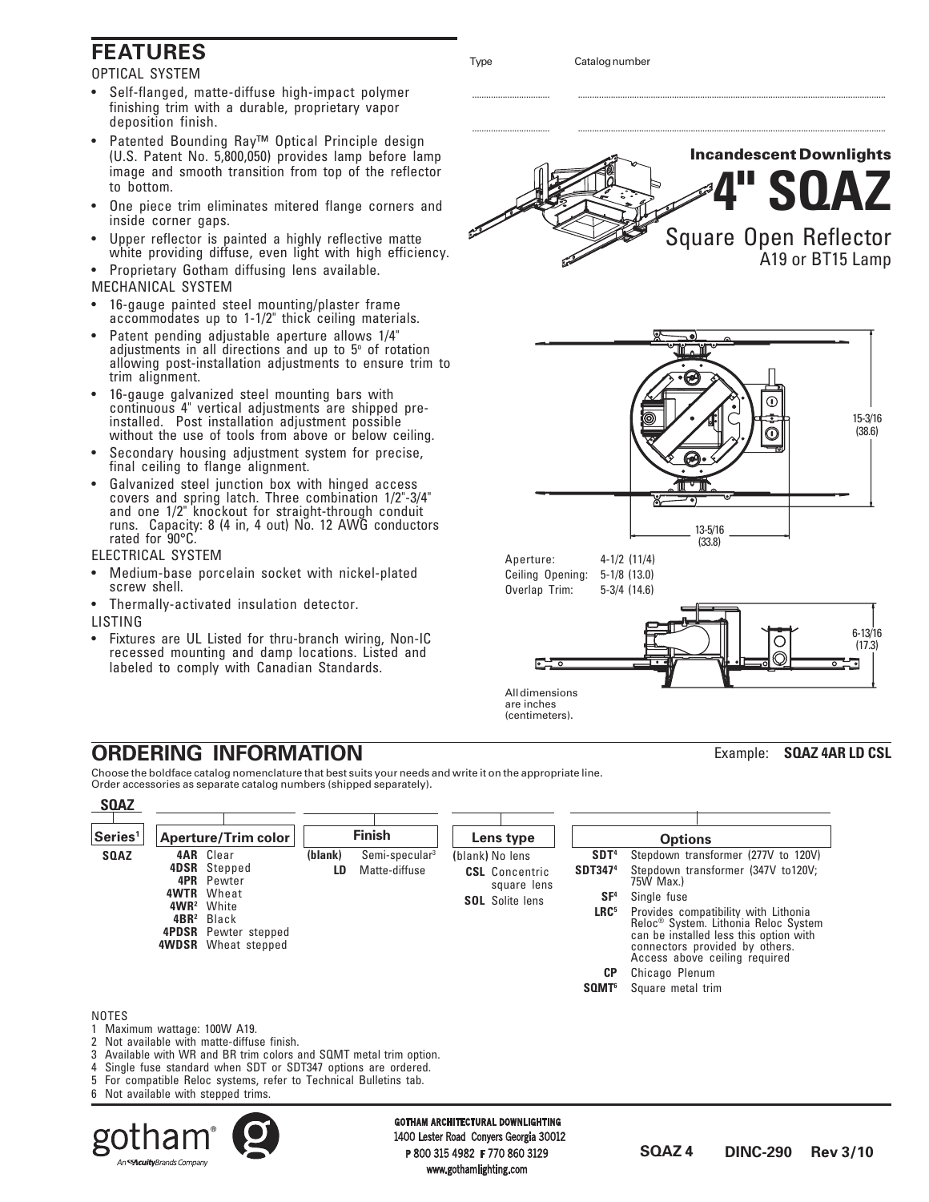# Incandescent Downlights

# 4" SQAZ

## Square Open Reflector

A19 or BT15 Lamp

Type ............ Catalog number ............

## FEATURES

OPTICAL SYSTEM

- Self-flanged, matte-diffuse high-impact polymer finishing trim with a durable, proprietary vapor deposition finish.
- Patented Bounding Ray™ Optical Principle design (U.S. Patent No. 5,800,050) provides lamp before lamp image and smooth transition from top of the reflector to bottom.
- One piece trim eliminates mitered flange corners and inside corner gaps.
- Upper reflector is painted a highly reflective matte white providing diffuse, even light with high efficiency.
- Proprietary Gotham diffusing lens available.

MECHANICAL SYSTEM

- 16-gauge painted steel mounting/plaster frame accommodates up to 1-1/2" thick ceiling materials.
- Patent pending adjustable aperture allows 1/4" adjustments in all directions and up to 5° of rotation allowing post-installation adjustments to ensure trim to trim alignment.
- 16-gauge galvanized steel mounting bars with continuous 4" vertical adjustments are shipped pre-installed. Post installation adjustment possible without the use of tools from above or below ceiling.
- Secondary housing adjustment system for precise, final ceiling to flange alignment.
- Galvanized steel junction box with hinged access covers and spring latch. Three combination 1/2"-3/4" and one 1/2" knockout for straight-through conduit runs. Capacity: 8 (4 in, 4 out) No. 12 AWG conductors rated for 90°C.

ELECTRICAL SYSTEM

- Medium-base porcelain socket with nickel-plated screw shell.
- Thermally-activated insulation detector.

LISTING

- Fixtures are UL Listed for thru-branch wiring, Non-IC recessed mounting and damp locations. Listed and labeled to comply with Canadian Standards.

15-3/16 (38.6)

13-5/16 (33.8)

Aperture: 4-1/2 (11/4)
Ceiling Opening: 5-1/8 (13.0)
Overlap Trim: 5-3/4 (14.6)

6-13/16 (17.3)

All dimensions are inches (centimeters).

## ORDERING INFORMATION

Example: **SQAZ 4AR LD CSL**

Choose the boldface catalog nomenclature that best suits your needs and write it on the appropriate line. Order accessories as separate catalog numbers (shipped separately).

**SQAZ**

| Series[1] | Aperture/Trim color | Finish | Lens type | Options |
|---|---|---|---|---|
| **SQAZ** | **4AR** Clear | (blank) Semi-specular[3] | (blank) No lens | **SDT**[4] Stepdown transformer (277V to 120V) |
| | **4DSR** Stepped | **LD** Matte-diffuse | **CSL** Concentric square lens | **SDT347**[4] Stepdown transformer (347V to120V; 75W Max.) |
| | **4PR** Pewter | | **SOL** Solite lens | **SF**[4] Single fuse |
| | **4WTR** Wheat | | | **LRC**[5] Provides compatibility with Lithonia Reloc® System. Lithonia Reloc System can be installed less this option with connectors provided by others. Access above ceiling required |
| | **4WR**[2] White | | | **CP** Chicago Plenum |
| | **4BR**[2] Black | | | **SQMT**[6] Square metal trim |
| | **4PDSR** Pewter stepped | | | |
| | **4WDSR** Wheat stepped | | | |

NOTES

1 Maximum wattage: 100W A19.
2 Not available with matte-diffuse finish.
3 Available with WR and BR trim colors and SQMT metal trim option.
4 Single fuse standard when SDT or SDT347 options are ordered.
5 For compatible Reloc systems, refer to Technical Bulletins tab.
6 Not available with stepped trims.

gotham® An Acuity Brands Company

GOTHAM ARCHITECTURAL DOWNLIGHTING
1400 Lester Road Conyers Georgia 30012
P 800 315 4982 F 770 860 3129
www.gothamlighting.com

SQAZ 4 DINC-290 Rev 3/10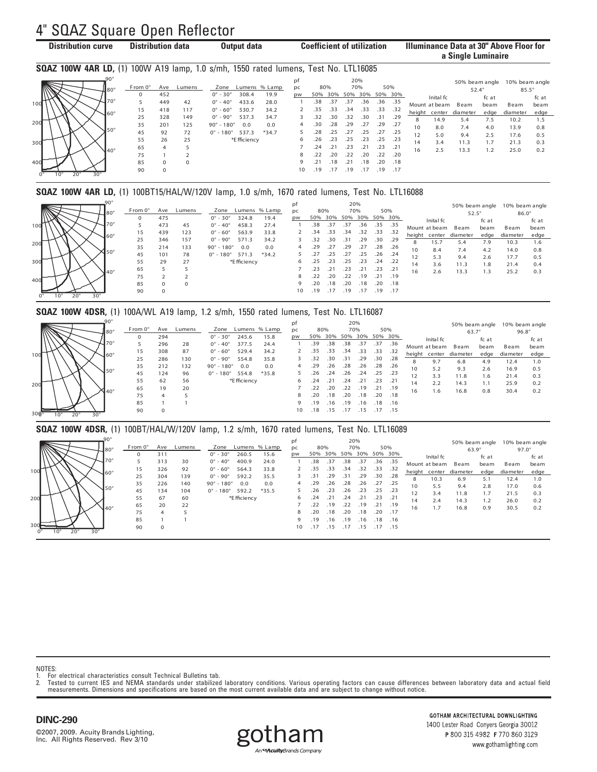# 4" SQAZ Square Open Reflector

**Distribution curve** | **Distribution data** | **Output data** | **Coefficient of utilization** | **Illuminance Data at 30" Above Floor for a Single Luminaire**

## SQAZ 100W 4AR LD, (1) 100W A19 lamp, 1.0 s/mh, 1550 rated lumens, Test No. LTL16085

90°
80°
70°
60°
50°
40°
100
200
300
400
0° 10° 20° 30°

| From 0° | Ave | Lumens |
|---|---|---|
| 0 | 452 | |
| 5 | 449 | 42 |
| 15 | 418 | 117 |
| 25 | 328 | 149 |
| 35 | 201 | 125 |
| 45 | 92 | 72 |
| 55 | 26 | 25 |
| 65 | 4 | 5 |
| 75 | 1 | 2 |
| 85 | 0 | 0 |
| 90 | 0 | |

| Zone | Lumens | % Lamp |
|---|---|---|
| 0° - 30° | 308.4 | 19.9 |
| 0° - 40° | 433.6 | 28.0 |
| 0° - 60° | 530.7 | 34.2 |
| 0° - 90° | 537.3 | 34.7 |
| 90° - 180° | 0.0 | 0.0 |
| 0° - 180° | 537.3 | *34.7 |

*Efficiency

| pf | 20% | | | | | |
|---|---|---|---|---|---|---|
| pc | 80% | | 70% | | 50% | |
| pw | 50% | 30% | 50% | 30% | 50% | 30% |
| 1 | .38 | .37 | .37 | .36 | .36 | .35 |
| 2 | .35 | .33 | .34 | .33 | .33 | .32 |
| 3 | .32 | .30 | .32 | .30 | .31 | .29 |
| 4 | .30 | .28 | .29 | .27 | .29 | .27 |
| 5 | .28 | .25 | .27 | .25 | .27 | .25 |
| 6 | .26 | .23 | .25 | .23 | .25 | .23 |
| 7 | .24 | .21 | .23 | .21 | .23 | .21 |
| 8 | .22 | .20 | .22 | .20 | .22 | .20 |
| 9 | .21 | .18 | .21 | .18 | .20 | .18 |
| 10 | .19 | .17 | .19 | .17 | .19 | .17 |

| | | 50% beam angle 52.4° | | 10% beam angle 85.5° | |
|---|---|---|---|---|---|
| Mount height | Inital fc at beam center | Beam diameter | fc at beam edge | Beam diameter | fc at beam edge |
| 8 | 14.9 | 5.4 | 7.5 | 10.2 | 1.5 |
| 10 | 8.0 | 7.4 | 4.0 | 13.9 | 0.8 |
| 12 | 5.0 | 9.4 | 2.5 | 17.6 | 0.5 |
| 14 | 3.4 | 11.3 | 1.7 | 21.3 | 0.3 |
| 16 | 2.5 | 13.3 | 1.2 | 25.0 | 0.2 |

## SQAZ 100W 4AR LD, (1) 100BT15/HAL/W/120V lamp, 1.0 s/mh, 1670 rated lumens, Test No. LTL16088

90°
80°
70°
60°
50°
40°
100
200
300
400
0° 10° 20° 30°

| From 0° | Ave | Lumens |
|---|---|---|
| 0 | 475 | |
| 5 | 473 | 45 |
| 15 | 439 | 123 |
| 25 | 346 | 157 |
| 35 | 214 | 133 |
| 45 | 101 | 78 |
| 55 | 29 | 27 |
| 65 | 5 | 5 |
| 75 | 2 | 2 |
| 85 | 0 | 0 |
| 90 | 0 | |

| Zone | Lumens | % Lamp |
|---|---|---|
| 0° - 30° | 324.8 | 19.4 |
| 0° - 40° | 458.3 | 27.4 |
| 0° - 60° | 563.9 | 33.8 |
| 0° - 90° | 571.3 | 34.2 |
| 90° - 180° | 0.0 | 0.0 |
| 0° - 180° | 571.3 | *34.2 |

*Efficiency

| pf | 20% | | | | | |
|---|---|---|---|---|---|---|
| pc | 80% | | 70% | | 50% | |
| pw | 50% | 30% | 50% | 30% | 50% | 30% |
| 1 | .38 | .37 | .37 | .36 | .35 | .35 |
| 2 | .34 | .33 | .34 | .32 | .33 | .32 |
| 3 | .32 | .30 | .31 | .29 | .30 | .29 |
| 4 | .29 | .27 | .29 | .27 | .28 | .26 |
| 5 | .27 | .25 | .27 | .25 | .26 | .24 |
| 6 | .25 | .23 | .25 | .23 | .24 | .22 |
| 7 | .23 | .21 | .23 | .21 | .23 | .21 |
| 8 | .22 | .20 | .22 | .19 | .21 | .19 |
| 9 | .20 | .18 | .20 | .18 | .20 | .18 |
| 10 | .19 | .17 | .19 | .17 | .19 | .17 |

| | | 50% beam angle 52.5° | | 10% beam angle 86.0° | |
|---|---|---|---|---|---|
| Mount height | Inital fc at beam center | Beam diameter | fc at beam edge | Beam diameter | fc at beam edge |
| 8 | 15.7 | 5.4 | 7.9 | 10.3 | 1.6 |
| 10 | 8.4 | 7.4 | 4.2 | 14.0 | 0.8 |
| 12 | 5.3 | 9.4 | 2.6 | 17.7 | 0.5 |
| 14 | 3.6 | 11.3 | 1.8 | 21.4 | 0.4 |
| 16 | 2.6 | 13.3 | 1.3 | 25.2 | 0.3 |

## SQAZ 100W 4DSR, (1) 100A/WL A19 lamp, 1.2 s/mh, 1550 rated lumens, Test No. LTL16087

90°
80°
70°
60°
50°
40°
100
200
300
0° 10° 20° 30°

| From 0° | Ave | Lumens |
|---|---|---|
| 0 | 294 | |
| 5 | 296 | 28 |
| 15 | 308 | 87 |
| 25 | 286 | 130 |
| 35 | 212 | 132 |
| 45 | 124 | 96 |
| 55 | 62 | 56 |
| 65 | 19 | 20 |
| 75 | 4 | 5 |
| 85 | 1 | 1 |
| 90 | 0 | |

| Zone | Lumens | % Lamp |
|---|---|---|
| 0° - 30° | 245.6 | 15.8 |
| 0° - 40° | 377.5 | 24.4 |
| 0° - 60° | 529.4 | 34.2 |
| 0° - 90° | 554.8 | 35.8 |
| 90° - 180° | 0.0 | 0.0 |
| 0° - 180° | 554.8 | *35.8 |

*Efficiency

| pf | 20% | | | | | |
|---|---|---|---|---|---|---|
| pc | 80% | | 70% | | 50% | |
| pw | 50% | 30% | 50% | 30% | 50% | 30% |
| 1 | .39 | .38 | .38 | .37 | .37 | .36 |
| 2 | .35 | .33 | .34 | .33 | .33 | .32 |
| 3 | .32 | .30 | .31 | .29 | .30 | .28 |
| 4 | .29 | .26 | .28 | .26 | .28 | .26 |
| 5 | .26 | .24 | .26 | .24 | .25 | .23 |
| 6 | .24 | .21 | .24 | .21 | .23 | .21 |
| 7 | .22 | .20 | .22 | .19 | .21 | .19 |
| 8 | .20 | .18 | .20 | .18 | .20 | .18 |
| 9 | .19 | .16 | .19 | .16 | .18 | .16 |
| 10 | .18 | .15 | .17 | .15 | .17 | .15 |

| | | 50% beam angle 63.7° | | 10% beam angle 96.8° | |
|---|---|---|---|---|---|
| Mount height | Inital fc at beam center | Beam diameter | fc at beam edge | Beam diameter | fc at beam edge |
| 8 | 9.7 | 6.8 | 4.9 | 12.4 | 1.0 |
| 10 | 5.2 | 9.3 | 2.6 | 16.9 | 0.5 |
| 12 | 3.3 | 11.8 | 1.6 | 21.4 | 0.3 |
| 14 | 2.2 | 14.3 | 1.1 | 25.9 | 0.2 |
| 16 | 1.6 | 16.8 | 0.8 | 30.4 | 0.2 |

## SQAZ 100W 4DSR, (1) 100BT/HAL/W/120V lamp, 1.2 s/mh, 1670 rated lumens, Test No. LTL16089

90°
80°
70°
60°
50°
40°
100
200
300
0° 10° 20° 30°

| From 0° | Ave | Lumens |
|---|---|---|
| 0 | 311 | |
| 5 | 313 | 30 |
| 15 | 326 | 92 |
| 25 | 304 | 139 |
| 35 | 226 | 140 |
| 45 | 134 | 104 |
| 55 | 67 | 60 |
| 65 | 20 | 22 |
| 75 | 4 | 5 |
| 85 | 1 | 1 |
| 90 | 0 | |

| Zone | Lumens | % Lamp |
|---|---|---|
| 0° - 30° | 260.5 | 15.6 |
| 0° - 40° | 400.9 | 24.0 |
| 0° - 60° | 564.3 | 33.8 |
| 0° - 90° | 592.2 | 35.5 |
| 90° - 180° | 0.0 | 0.0 |
| 0° - 180° | 592.2 | *35.5 |

*Efficiency

| pf | 20% | | | | | |
|---|---|---|---|---|---|---|
| pc | 80% | | 70% | | 50% | |
| pw | 50% | 30% | 50% | 30% | 50% | 30% |
| 1 | .38 | .37 | .38 | .37 | .36 | .35 |
| 2 | .35 | .33 | .34 | .32 | .33 | .32 |
| 3 | .31 | .29 | .31 | .29 | .30 | .28 |
| 4 | .29 | .26 | .28 | .26 | .27 | .25 |
| 5 | .26 | .23 | .26 | .23 | .25 | .23 |
| 6 | .24 | .21 | .24 | .21 | .23 | .21 |
| 7 | .22 | .19 | .22 | .19 | .21 | .19 |
| 8 | .20 | .18 | .20 | .18 | .20 | .17 |
| 9 | .19 | .16 | .19 | .16 | .18 | .16 |
| 10 | .17 | .15 | .17 | .15 | .17 | .15 |

| | | 50% beam angle 63.9° | | 10% beam angle 97.0° | |
|---|---|---|---|---|---|
| Mount height | Inital fc at beam center | Beam diameter | fc at beam edge | Beam diameter | fc at beam edge |
| 8 | 10.3 | 6.9 | 5.1 | 12.4 | 1.0 |
| 10 | 5.5 | 9.4 | 2.8 | 17.0 | 0.6 |
| 12 | 3.4 | 11.8 | 1.7 | 21.5 | 0.3 |
| 14 | 2.4 | 14.3 | 1.2 | 26.0 | 0.2 |
| 16 | 1.7 | 16.8 | 0.9 | 30.5 | 0.2 |

NOTES:
1. For electrical characteristics consult Technical Bulletins tab.
2. Tested to current IES and NEMA standards under stabilized laboratory conditions. Various operating factors can cause differences between laboratory data and actual field measurements. Dimensions and specifications are based on the most current available data and are subject to change without notice.

**DINC-290**

©2007, 2009. Acuity Brands Lighting, Inc. All Rights Reserved. Rev 3/10

gotham
An Acuity Brands Company

GOTHAM ARCHITECTURAL DOWNLIGHTING
1400 Lester Road Conyers Georgia 30012
P 800 315 4982 F 770 860 3129
www.gothamlighting.com